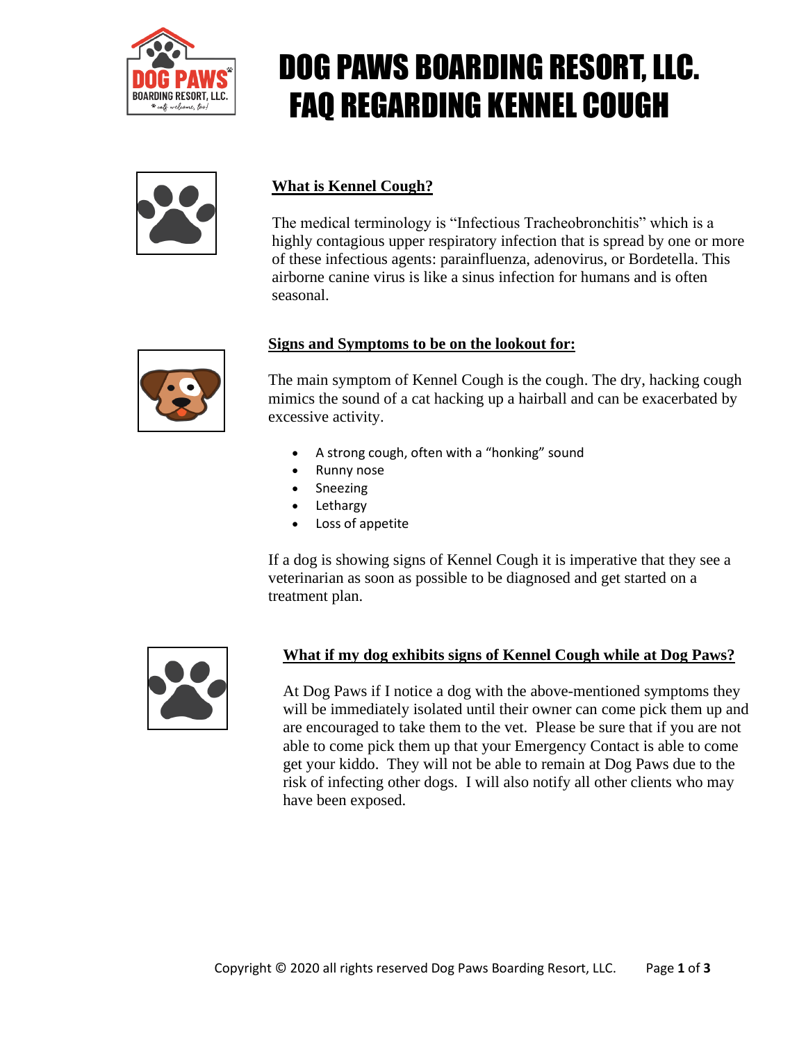# DOG PAWS BOARDING RESORT, LLC.
# FAQ REGARDING KENNEL COUGH

## What is Kennel Cough?

The medical terminology is "Infectious Tracheobronchitis" which is a highly contagious upper respiratory infection that is spread by one or more of these infectious agents: parainfluenza, adenovirus, or Bordetella. This airborne canine virus is like a sinus infection for humans and is often seasonal.

## Signs and Symptoms to be on the lookout for:

The main symptom of Kennel Cough is the cough. The dry, hacking cough mimics the sound of a cat hacking up a hairball and can be exacerbated by excessive activity.

- A strong cough, often with a "honking" sound
- Runny nose
- Sneezing
- Lethargy
- Loss of appetite

If a dog is showing signs of Kennel Cough it is imperative that they see a veterinarian as soon as possible to be diagnosed and get started on a treatment plan.

## What if my dog exhibits signs of Kennel Cough while at Dog Paws?

At Dog Paws if I notice a dog with the above-mentioned symptoms they will be immediately isolated until their owner can come pick them up and are encouraged to take them to the vet. Please be sure that if you are not able to come pick them up that your Emergency Contact is able to come get your kiddo. They will not be able to remain at Dog Paws due to the risk of infecting other dogs. I will also notify all other clients who may have been exposed.

Copyright © 2020 all rights reserved Dog Paws Boarding Resort, LLC.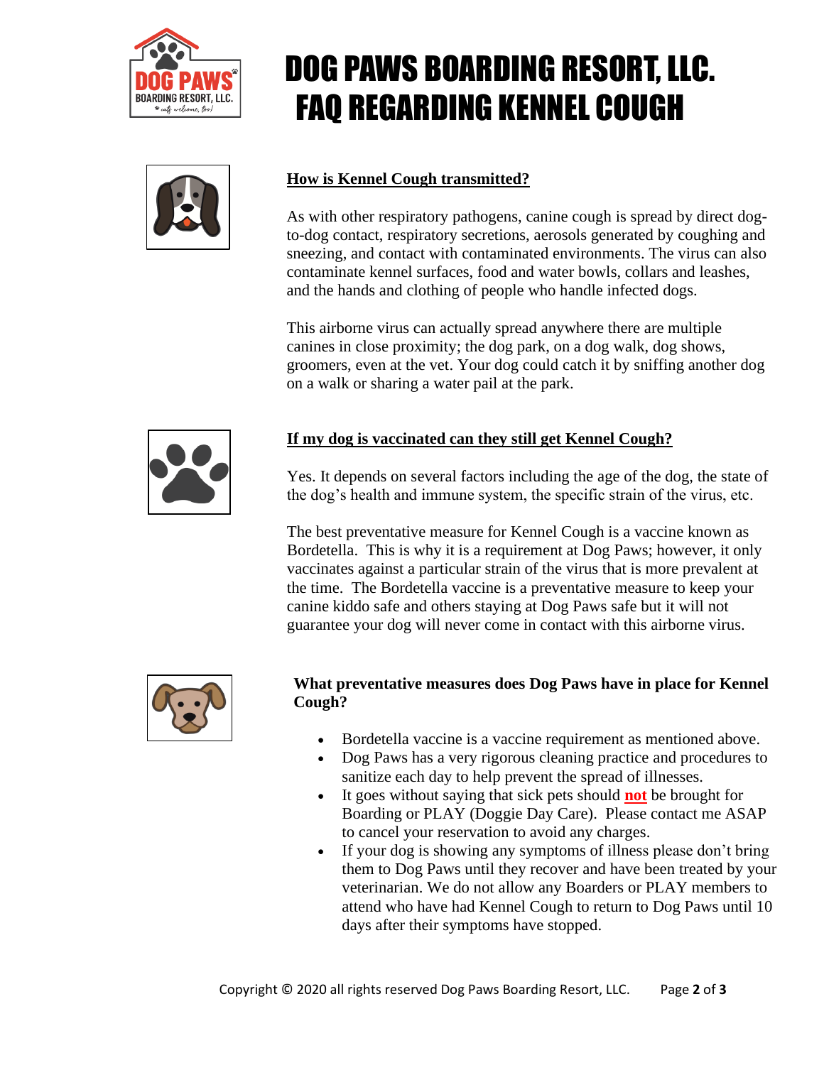# DOG PAWS BOARDING RESORT, LLC.
# FAQ REGARDING KENNEL COUGH

## How is Kennel Cough transmitted?

As with other respiratory pathogens, canine cough is spread by direct dog-to-dog contact, respiratory secretions, aerosols generated by coughing and sneezing, and contact with contaminated environments. The virus can also contaminate kennel surfaces, food and water bowls, collars and leashes, and the hands and clothing of people who handle infected dogs.

This airborne virus can actually spread anywhere there are multiple canines in close proximity; the dog park, on a dog walk, dog shows, groomers, even at the vet. Your dog could catch it by sniffing another dog on a walk or sharing a water pail at the park.

## If my dog is vaccinated can they still get Kennel Cough?

Yes. It depends on several factors including the age of the dog, the state of the dog's health and immune system, the specific strain of the virus, etc.

The best preventative measure for Kennel Cough is a vaccine known as Bordetella. This is why it is a requirement at Dog Paws; however, it only vaccinates against a particular strain of the virus that is more prevalent at the time. The Bordetella vaccine is a preventative measure to keep your canine kiddo safe and others staying at Dog Paws safe but it will not guarantee your dog will never come in contact with this airborne virus.

## What preventative measures does Dog Paws have in place for Kennel Cough?

- Bordetella vaccine is a vaccine requirement as mentioned above.
- Dog Paws has a very rigorous cleaning practice and procedures to sanitize each day to help prevent the spread of illnesses.
- It goes without saying that sick pets should **not** be brought for Boarding or PLAY (Doggie Day Care). Please contact me ASAP to cancel your reservation to avoid any charges.
- If your dog is showing any symptoms of illness please don't bring them to Dog Paws until they recover and have been treated by your veterinarian. We do not allow any Boarders or PLAY members to attend who have had Kennel Cough to return to Dog Paws until 10 days after their symptoms have stopped.

Copyright © 2020 all rights reserved Dog Paws Boarding Resort, LLC.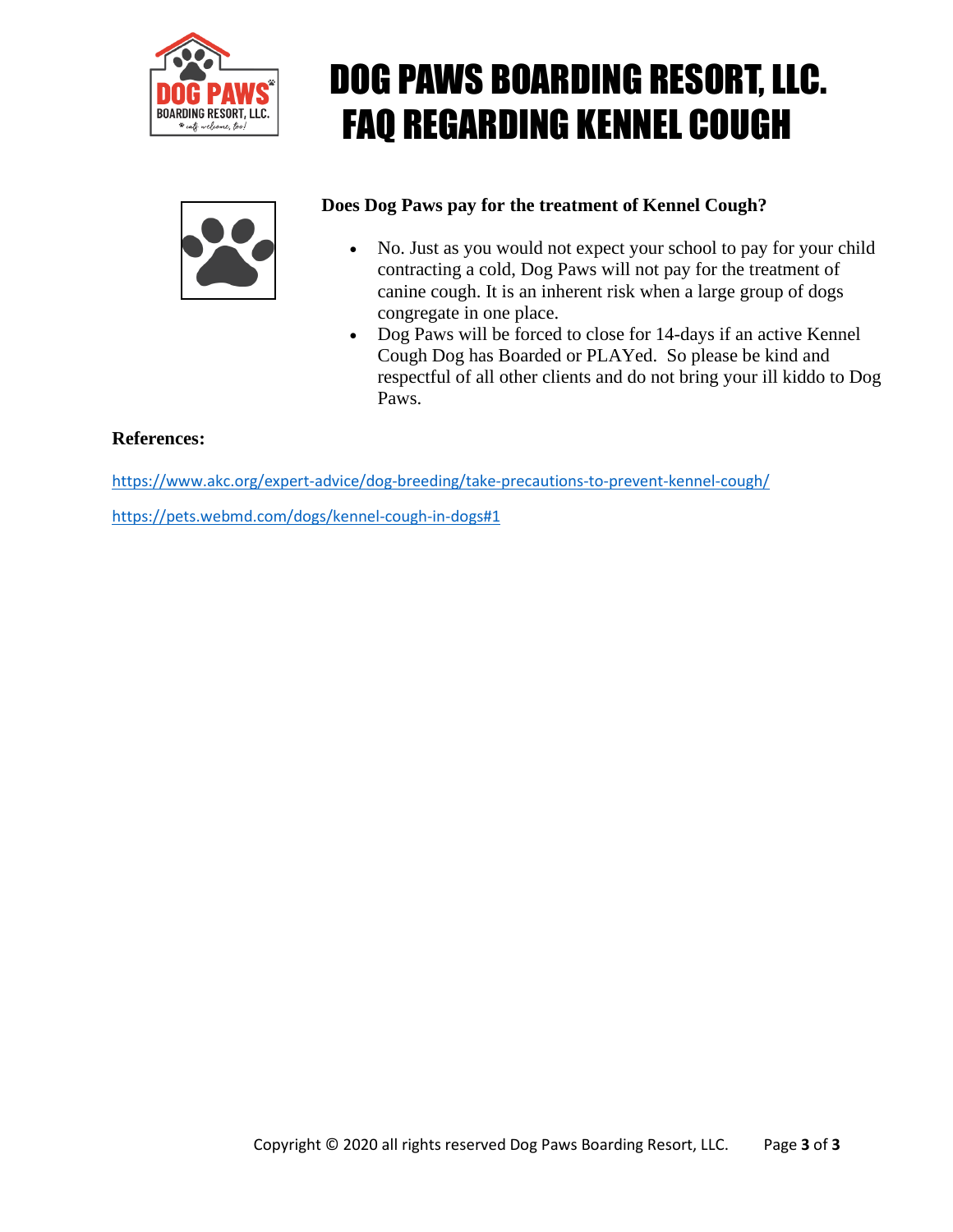# DOG PAWS BOARDING RESORT, LLC.
# FAQ REGARDING KENNEL COUGH

**Does Dog Paws pay for the treatment of Kennel Cough?**

- No. Just as you would not expect your school to pay for your child contracting a cold, Dog Paws will not pay for the treatment of canine cough. It is an inherent risk when a large group of dogs congregate in one place.
- Dog Paws will be forced to close for 14-days if an active Kennel Cough Dog has Boarded or PLAYed. So please be kind and respectful of all other clients and do not bring your ill kiddo to Dog Paws.

**References:**

https://www.akc.org/expert-advice/dog-breeding/take-precautions-to-prevent-kennel-cough/

https://pets.webmd.com/dogs/kennel-cough-in-dogs#1

Copyright © 2020 all rights reserved Dog Paws Boarding Resort, LLC.